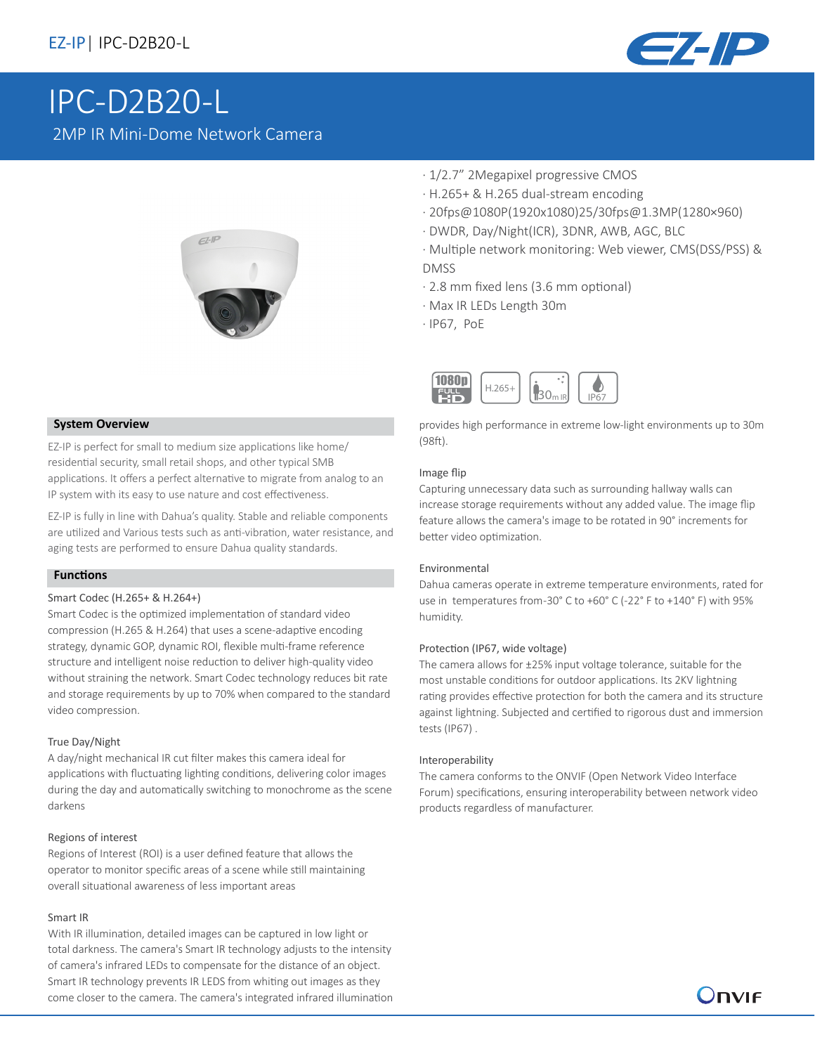# IPC-D2B20-L

## 2MP IR Mini-Dome Network Camera

- · 1/2.7" 2Megapixel progressive CMOS
- · H.265+ & H.265 dual-stream encoding
- · 20fps@1080P(1920x1080)25/30fps@1.3MP(1280×960)
- · DWDR, Day/Night(ICR), 3DNR, AWB, AGC, BLC
- · Multiple network monitoring: Web viewer, CMS(DSS/PSS) & DMSS
- · 2.8 mm fixed lens (3.6 mm optional)
- · Max IR LEDs Length 30m
- · IP67, PoE

### System Overview

EZ-IP is perfect for small to medium size applications like home/ residential security, small retail shops, and other typical SMB applications. It offers a perfect alternative to migrate from analog to an IP system with its easy to use nature and cost effectiveness.

EZ-IP is fully in line with Dahua's quality. Stable and reliable components are utilized and Various tests such as anti-vibration, water resistance, and aging tests are performed to ensure Dahua quality standards.

### Functions

#### Smart Codec (H.265+ & H.264+)

Smart Codec is the optimized implementation of standard video compression (H.265 & H.264) that uses a scene-adaptive encoding strategy, dynamic GOP, dynamic ROI, flexible multi-frame reference structure and intelligent noise reduction to deliver high-quality video without straining the network. Smart Codec technology reduces bit rate and storage requirements by up to 70% when compared to the standard video compression.

#### True Day/Night

A day/night mechanical IR cut filter makes this camera ideal for applications with fluctuating lighting conditions, delivering color images during the day and automatically switching to monochrome as the scene darkens

#### Regions of interest

Regions of Interest (ROI) is a user defined feature that allows the operator to monitor specific areas of a scene while still maintaining overall situational awareness of less important areas

#### Smart IR

With IR illumination, detailed images can be captured in low light or total darkness. The camera's Smart IR technology adjusts to the intensity of camera's infrared LEDs to compensate for the distance of an object. Smart IR technology prevents IR LEDS from whiting out images as they come closer to the camera. The camera's integrated infrared illumination provides high performance in extreme low-light environments up to 30m (98ft).

#### Image flip

Capturing unnecessary data such as surrounding hallway walls can increase storage requirements without any added value. The image flip feature allows the camera's image to be rotated in 90° increments for better video optimization.

#### Environmental

Dahua cameras operate in extreme temperature environments, rated for use in temperatures from-30° C to +60° C (-22° F to +140° F) with 95% humidity.

#### Protection (IP67, wide voltage)

The camera allows for ±25% input voltage tolerance, suitable for the most unstable conditions for outdoor applications. Its 2KV lightning rating provides effective protection for both the camera and its structure against lightning. Subjected and certified to rigorous dust and immersion tests (IP67) .

#### Interoperability

The camera conforms to the ONVIF (Open Network Video Interface Forum) specifications, ensuring interoperability between network video products regardless of manufacturer.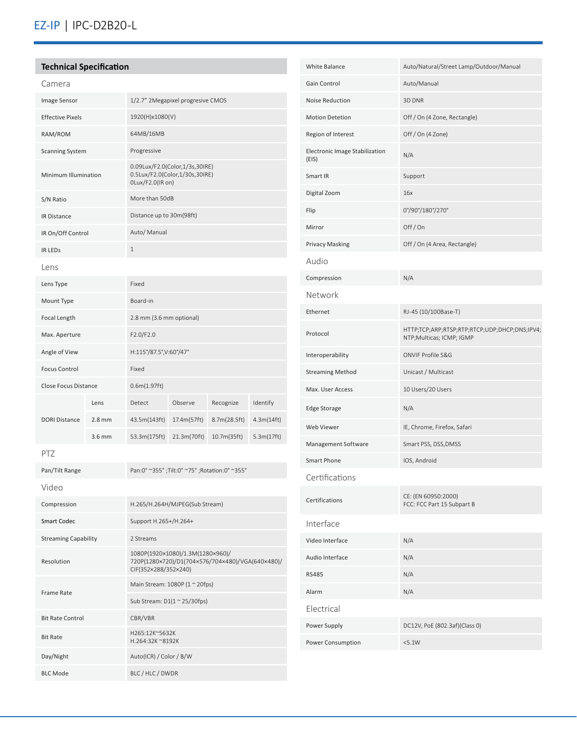# EZ-IP | IPC-D2B20-L

## Technical Specification

### Camera

| | |
|---|---|
| Image Sensor | 1/2.7" 2Megapixel progresive CMOS |
| Effective Pixels | 1920(H)x1080(V) |
| RAM/ROM | 64MB/16MB |
| Scanning System | Progressive |
| Minimum Illumination | 0.09Lux/F2.0(Color,1/3s,30IRE)<br>0.5Lux/F2.0(Color,1/30s,30IRE)<br>0Lux/F2.0(IR on) |
| S/N Ratio | More than 50dB |
| IR Distance | Distance up to 30m(98ft) |
| IR On/Off Control | Auto/ Manual |
| IR LEDs | 1 |

### Lens

| | | | | | |
|---|---|---|---|---|---|
| Lens Type | Fixed | | | | |
| Mount Type | Board-in | | | | |
| Focal Length | 2.8 mm (3.6 mm optional) | | | | |
| Max. Aperture | F2.0/F2.0 | | | | |
| Angle of View | H:115°/87.5°,V:60°/47° | | | | |
| Focus Control | Fixed | | | | |
| Close Focus Distance | 0.6m(1.97ft) | | | | |
| DORI Distance | Lens | Detect | Observe | Recognize | Identify |
| | 2.8 mm | 43.5m(143ft) | 17.4m(57ft) | 8.7m(28.5ft) | 4.3m(14ft) |
| | 3.6 mm | 53.3m(175ft) | 21.3m(70ft) | 10.7m(35ft) | 5.3m(17ft) |

### PTZ

| | |
|---|---|
| Pan/Tilt Range | Pan:0° ~355° ;Tilt:0° ~75° ;Rotation:0° ~355° |

### Video

| | |
|---|---|
| Compression | H.265/H.264H/MJPEG(Sub Stream) |
| Smart Codec | Support H.265+/H.264+ |
| Streaming Capability | 2 Streams |
| Resolution | 1080P(1920×1080)/1.3M(1280×960)/ 720P(1280×720)/D1(704×576/704×480)/VGA(640×480)/ CIF(352×288/352×240) |
| Frame Rate | Main Stream: 1080P (1 ~ 20fps) |
| | Sub Stream: D1(1 ~ 25/30fps) |
| Bit Rate Control | CBR/VBR |
| Bit Rate | H265:12K~5632K<br>H.264:32K ~8192K |
| Day/Night | Auto(ICR) / Color / B/W |
| BLC Mode | BLC / HLC / DWDR |
| White Balance | Auto/Natural/Street Lamp/Outdoor/Manual |
| Gain Control | Auto/Manual |
| Noise Reduction | 3D DNR |
| Motion Detetion | Off / On (4 Zone, Rectangle) |
| Region of Interest | Off / On (4 Zone) |
| Electronic Image Stabilization (EIS) | N/A |
| Smart IR | Support |
| Digital Zoom | 16x |
| Flip | 0°/90°/180°/270° |
| Mirror | Off / On |
| Privacy Masking | Off / On (4 Area, Rectangle) |

### Audio

| | |
|---|---|
| Compression | N/A |

### Network

| | |
|---|---|
| Ethernet | RJ-45 (10/100Base-T) |
| Protocol | HTTP;TCP;ARP;RTSP;RTP;RTCP;UDP;DHCP;DNS;IPV4; NTP;Multicas; ICMP; IGMP |
| Interoperability | ONVIF Profile S&G |
| Streaming Method | Unicast / Multicast |
| Max. User Access | 10 Users/20 Users |
| Edge Storage | N/A |
| Web Viewer | IE, Chrome, Firefox, Safari |
| Management Software | Smart PSS, DSS,DMSS |
| Smart Phone | IOS, Android |

### Certifications

| | |
|---|---|
| Certifications | CE: (EN 60950:2000)<br>FCC: FCC Part 15 Subpart B |

### Interface

| | |
|---|---|
| Video Interface | N/A |
| Audio Interface | N/A |
| RS485 | N/A |
| Alarm | N/A |

### Electrical

| | |
|---|---|
| Power Supply | DC12V, PoE (802.3af)(Class 0) |
| Power Consumption | <5.1W |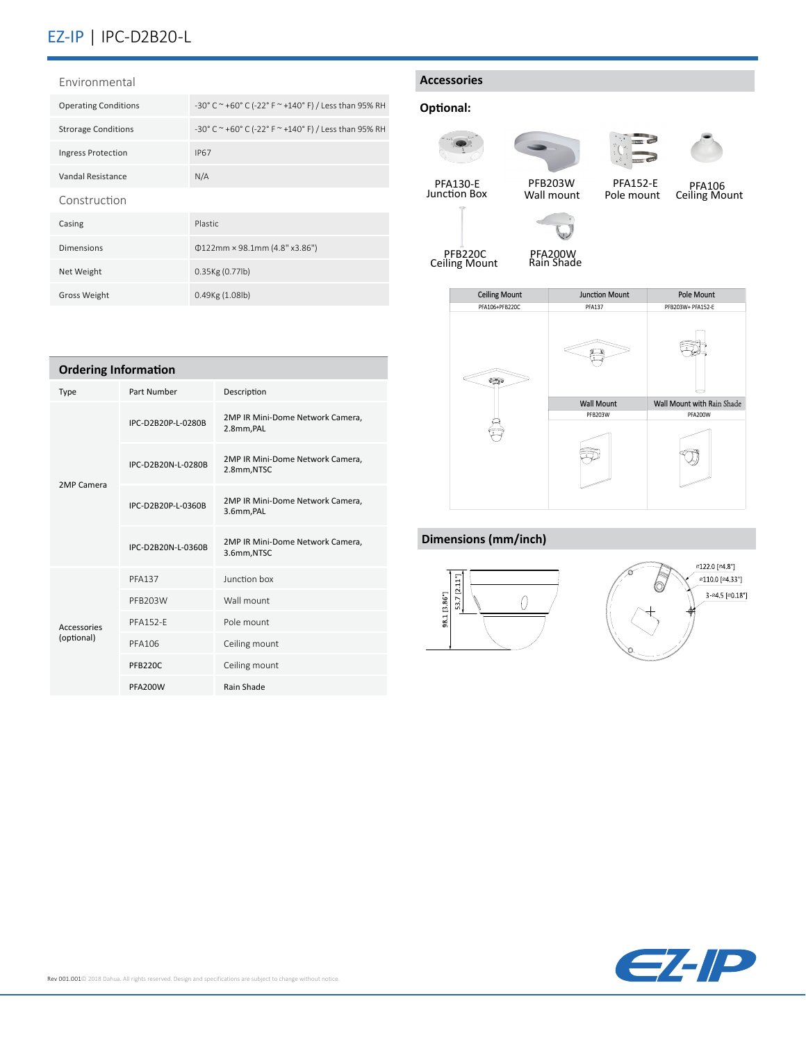# EZ-IP | IPC-D2B20-L

## Environmental

| | |
|---|---|
| Operating Conditions | -30° C ~ +60° C (-22° F ~ +140° F) / Less than 95% RH |
| Strorage Conditions | -30° C ~ +60° C (-22° F ~ +140° F) / Less than 95% RH |
| Ingress Protection | IP67 |
| Vandal Resistance | N/A |

## Construction

| | |
|---|---|
| Casing | Plastic |
| Dimensions | Φ122mm × 98.1mm (4.8" x3.86") |
| Net Weight | 0.35Kg (0.77lb) |
| Gross Weight | 0.49Kg (1.08lb) |

## Ordering Information

| Type | Part Number | Description |
|---|---|---|
| 2MP Camera | IPC-D2B20P-L-0280B | 2MP IR Mini-Dome Network Camera, 2.8mm,PAL |
| | IPC-D2B20N-L-0280B | 2MP IR Mini-Dome Network Camera, 2.8mm,NTSC |
| | IPC-D2B20P-L-0360B | 2MP IR Mini-Dome Network Camera, 3.6mm,PAL |
| | IPC-D2B20N-L-0360B | 2MP IR Mini-Dome Network Camera, 3.6mm,NTSC |
| Accessories (optional) | PFA137 | Junction box |
| | PFB203W | Wall mount |
| | PFA152-E | Pole mount |
| | PFA106 | Ceiling mount |
| | PFB220C | Ceiling mount |
| | PFA200W | Rain Shade |

## Accessories

**Optional:**

PFA130-E Junction Box

PFB203W Wall mount

PFA152-E Pole mount

PFA106 Ceiling Mount

PFB220C Ceiling Mount

PFA200W Rain Shade

Ceiling Mount
PFA106+PFB220C

Junction Mount
PFA137

Pole Mount
PFB203W+ PFA152-E

Wall Mount
PFB203W

Wall Mount with Rain Shade
PFA200W

## Dimensions (mm/inch)

98.1 [3.86"]
53.7 [2.11"]

ø122.0 [ø4.8"]
ø110.0 [ø4.33"]
3-ø4.5 [ø0.18"]